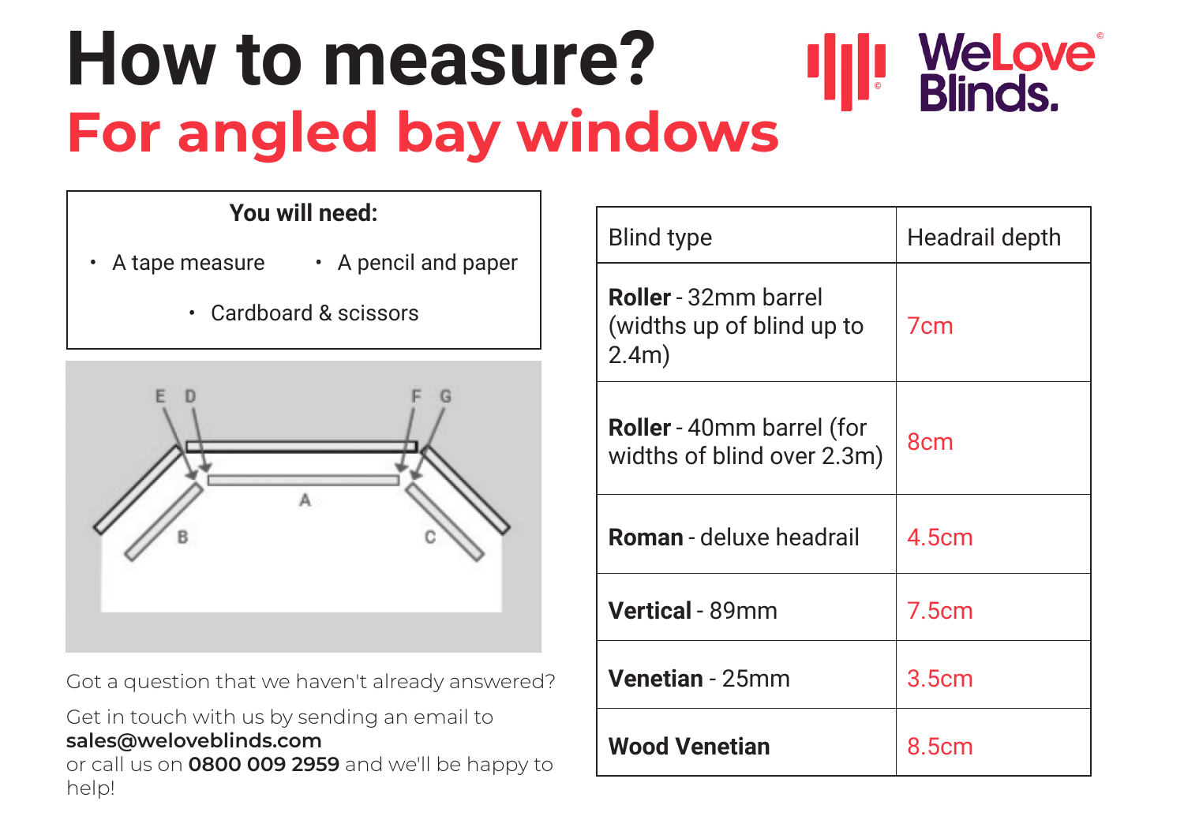# How to measure?

## For angled bay windows

**You will need:**

- A tape measure
- A pencil and paper
- Cardboard & scissors

Got a question that we haven't already answered?

Get in touch with us by sending an email to **sales@weloveblinds.com** or call us on **0800 009 2959** and we'll be happy to help!

| Blind type | Headrail depth |
|---|---|
| **Roller** - 32mm barrel (widths up of blind up to 2.4m) | 7cm |
| **Roller** - 40mm barrel (for widths of blind over 2.3m) | 8cm |
| **Roman** - deluxe headrail | 4.5cm |
| **Vertical** - 89mm | 7.5cm |
| **Venetian** - 25mm | 3.5cm |
| **Wood Venetian** | 8.5cm |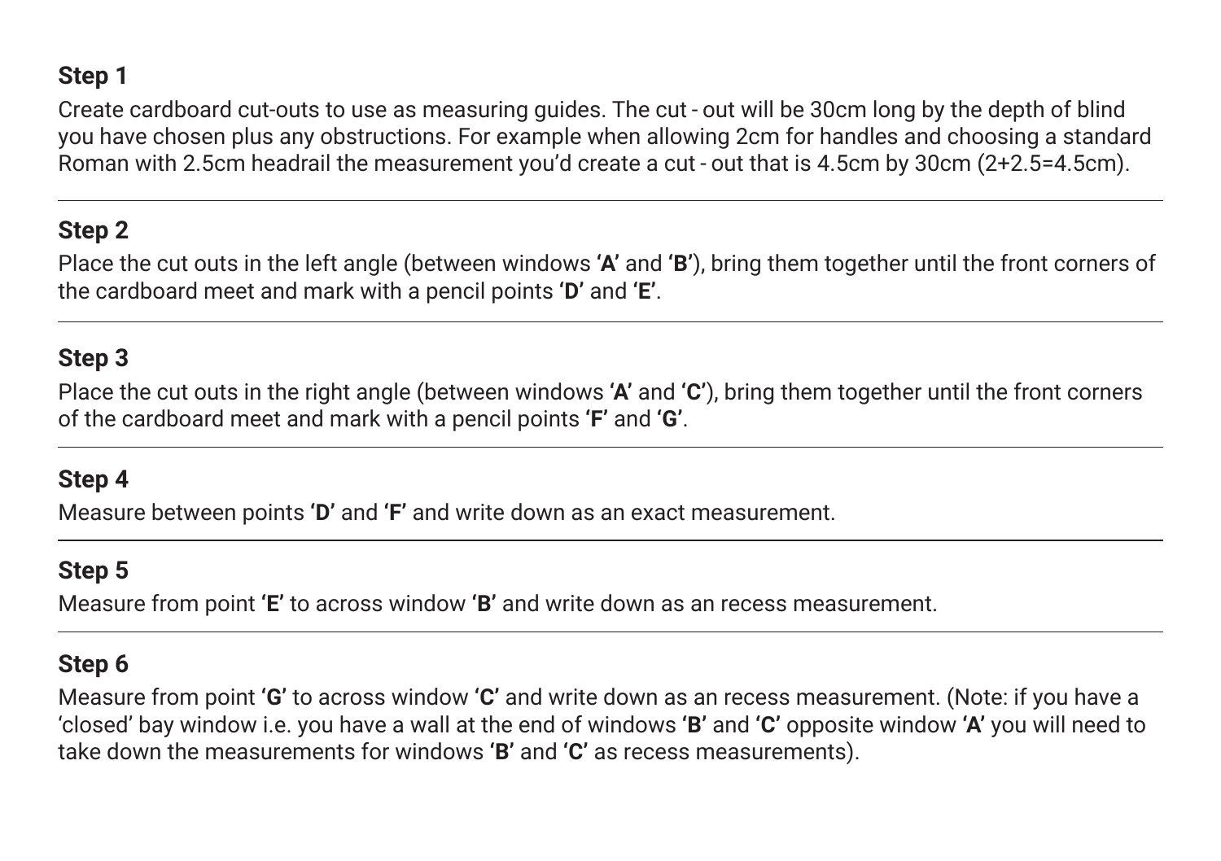### Step 1

Create cardboard cut-outs to use as measuring guides. The cut - out will be 30cm long by the depth of blind you have chosen plus any obstructions. For example when allowing 2cm for handles and choosing a standard Roman with 2.5cm headrail the measurement you'd create a cut - out that is 4.5cm by 30cm (2+2.5=4.5cm).

---

### Step 2

Place the cut outs in the left angle (between windows **'A'** and **'B'**), bring them together until the front corners of the cardboard meet and mark with a pencil points **'D'** and **'E'**.

---

### Step 3

Place the cut outs in the right angle (between windows **'A'** and **'C'**), bring them together until the front corners of the cardboard meet and mark with a pencil points **'F'** and **'G'**.

---

### Step 4

Measure between points **'D'** and **'F'** and write down as an exact measurement.

---

### Step 5

Measure from point **'E'** to across window **'B'** and write down as an recess measurement.

---

### Step 6

Measure from point **'G'** to across window **'C'** and write down as an recess measurement. (Note: if you have a 'closed' bay window i.e. you have a wall at the end of windows **'B'** and **'C'** opposite window **'A'** you will need to take down the measurements for windows **'B'** and **'C'** as recess measurements).